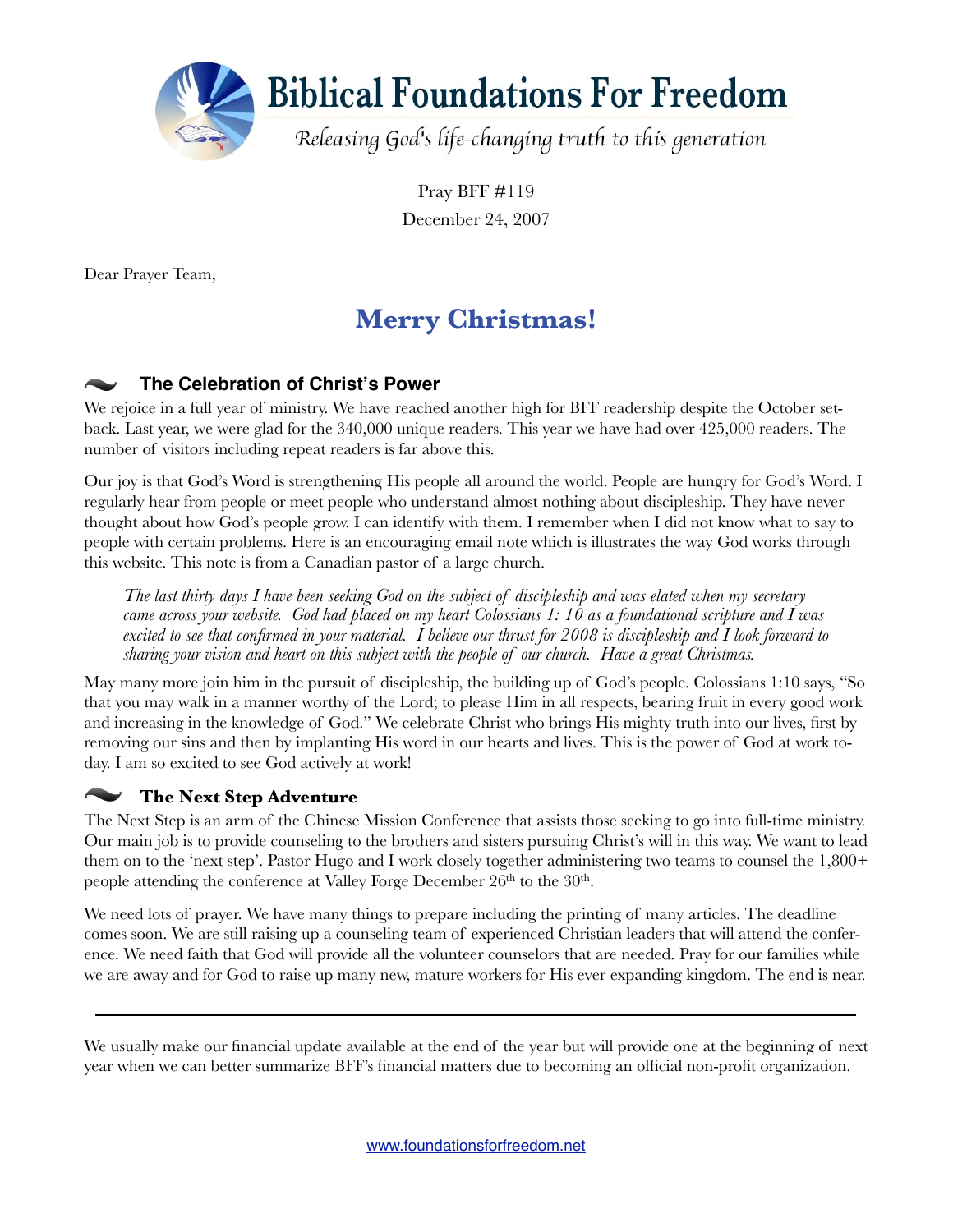# Biblical Foundations For Freedom

*Releasing God's life-changing truth to this generation*

Pray BFF #119

December 24, 2007

Dear Prayer Team,

## Merry Christmas!

### The Celebration of Christ's Power

We rejoice in a full year of ministry. We have reached another high for BFF readership despite the October setback. Last year, we were glad for the 340,000 unique readers. This year we have had over 425,000 readers. The number of visitors including repeat readers is far above this.

Our joy is that God's Word is strengthening His people all around the world. People are hungry for God's Word. I regularly hear from people or meet people who understand almost nothing about discipleship. They have never thought about how God's people grow. I can identify with them. I remember when I did not know what to say to people with certain problems. Here is an encouraging email note which is illustrates the way God works through this website. This note is from a Canadian pastor of a large church.

> *The last thirty days I have been seeking God on the subject of discipleship and was elated when my secretary came across your website. God had placed on my heart Colossians 1: 10 as a foundational scripture and I was excited to see that confirmed in your material. I believe our thrust for 2008 is discipleship and I look forward to sharing your vision and heart on this subject with the people of our church. Have a great Christmas.*

May many more join him in the pursuit of discipleship, the building up of God's people. Colossians 1:10 says, "So that you may walk in a manner worthy of the Lord; to please Him in all respects, bearing fruit in every good work and increasing in the knowledge of God." We celebrate Christ who brings His mighty truth into our lives, first by removing our sins and then by implanting His word in our hearts and lives. This is the power of God at work today. I am so excited to see God actively at work!

### The Next Step Adventure

The Next Step is an arm of the Chinese Mission Conference that assists those seeking to go into full-time ministry. Our main job is to provide counseling to the brothers and sisters pursuing Christ's will in this way. We want to lead them on to the 'next step'. Pastor Hugo and I work closely together administering two teams to counsel the 1,800+ people attending the conference at Valley Forge December 26th to the 30th.

We need lots of prayer. We have many things to prepare including the printing of many articles. The deadline comes soon. We are still raising up a counseling team of experienced Christian leaders that will attend the conference. We need faith that God will provide all the volunteer counselors that are needed. Pray for our families while we are away and for God to raise up many new, mature workers for His ever expanding kingdom. The end is near.

---

We usually make our financial update available at the end of the year but will provide one at the beginning of next year when we can better summarize BFF's financial matters due to becoming an official non-profit organization.

www.foundationsforfreedom.net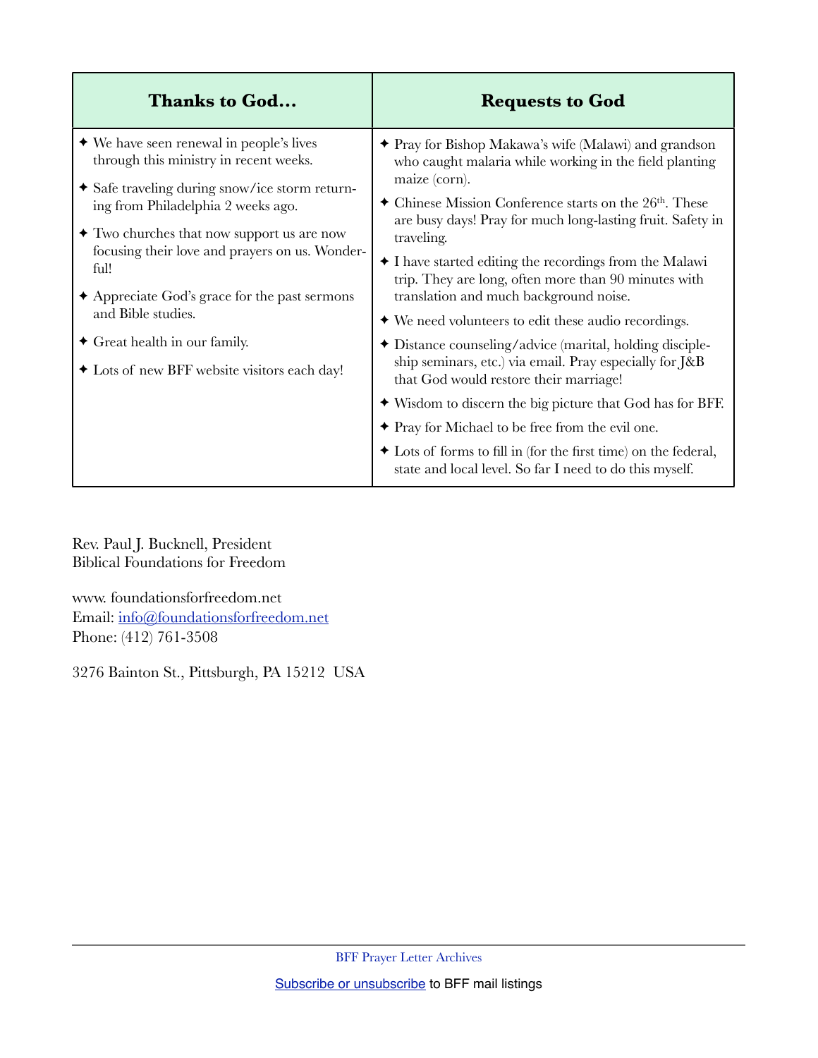| Thanks to God… | Requests to God |
|---|---|
| ✦ We have seen renewal in people's lives through this ministry in recent weeks.<br>✦ Safe traveling during snow/ice storm returning from Philadelphia 2 weeks ago.<br>✦ Two churches that now support us are now focusing their love and prayers on us. Wonderful!<br>✦ Appreciate God's grace for the past sermons and Bible studies.<br>✦ Great health in our family.<br>✦ Lots of new BFF website visitors each day! | ✦ Pray for Bishop Makawa's wife (Malawi) and grandson who caught malaria while working in the field planting maize (corn).<br>✦ Chinese Mission Conference starts on the 26th. These are busy days! Pray for much long-lasting fruit. Safety in traveling.<br>✦ I have started editing the recordings from the Malawi trip. They are long, often more than 90 minutes with translation and much background noise.<br>✦ We need volunteers to edit these audio recordings.<br>✦ Distance counseling/advice (marital, holding discipleship seminars, etc.) via email. Pray especially for J&B that God would restore their marriage!<br>✦ Wisdom to discern the big picture that God has for BFF.<br>✦ Pray for Michael to be free from the evil one.<br>✦ Lots of forms to fill in (for the first time) on the federal, state and local level. So far I need to do this myself. |

Rev. Paul J. Bucknell, President
Biblical Foundations for Freedom

www. foundationsforfreedom.net
Email: info@foundationsforfreedom.net
Phone: (412) 761-3508

3276 Bainton St., Pittsburgh, PA 15212 USA

---

BFF Prayer Letter Archives

Subscribe or unsubscribe to BFF mail listings